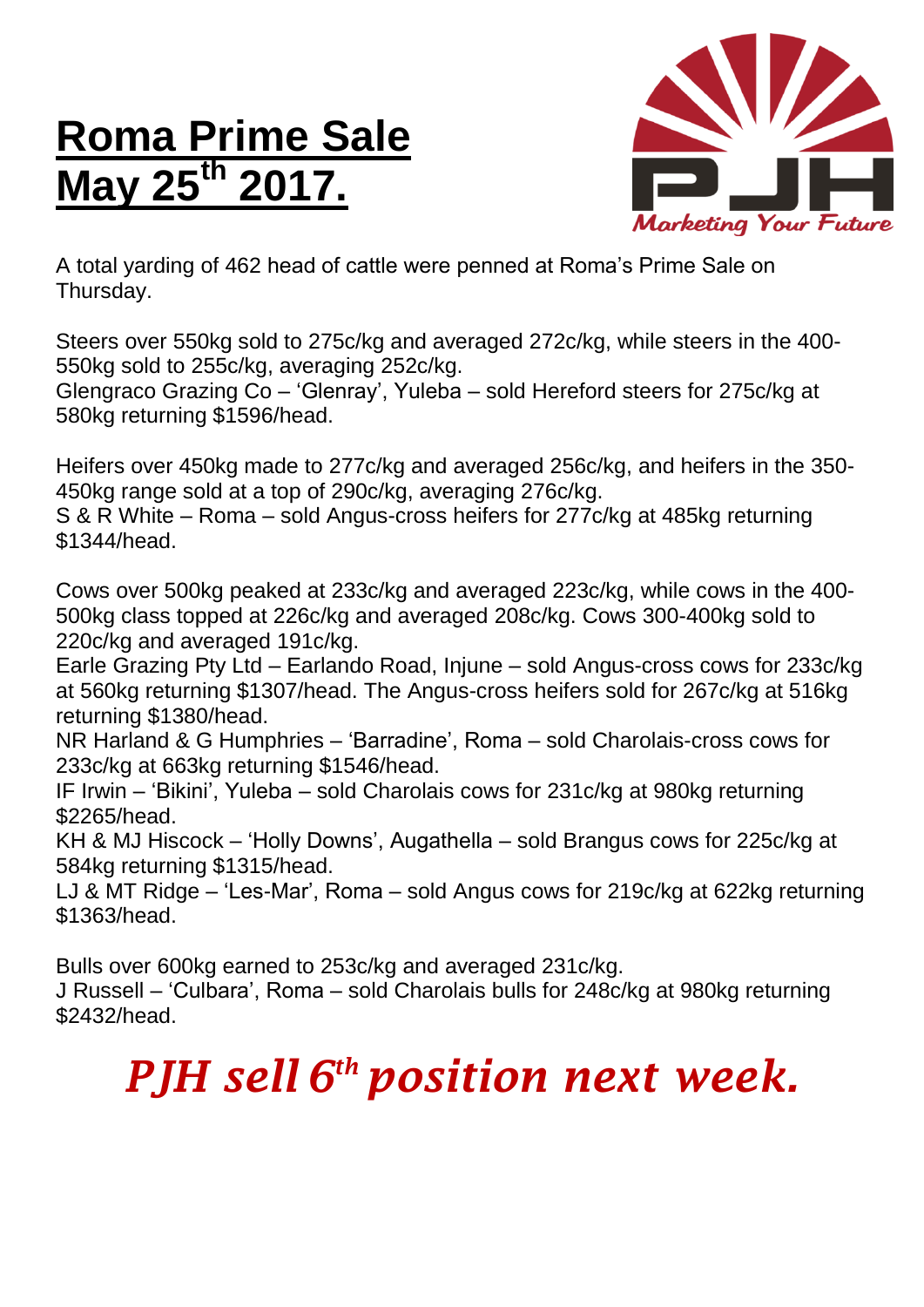# Roma Prime Sale May 25th 2017.

A total yarding of 462 head of cattle were penned at Roma's Prime Sale on Thursday.

Steers over 550kg sold to 275c/kg and averaged 272c/kg, while steers in the 400-550kg sold to 255c/kg, averaging 252c/kg.
Glengraco Grazing Co – 'Glenray', Yuleba – sold Hereford steers for 275c/kg at 580kg returning $1596/head.

Heifers over 450kg made to 277c/kg and averaged 256c/kg, and heifers in the 350-450kg range sold at a top of 290c/kg, averaging 276c/kg.
S & R White – Roma – sold Angus-cross heifers for 277c/kg at 485kg returning $1344/head.

Cows over 500kg peaked at 233c/kg and averaged 223c/kg, while cows in the 400-500kg class topped at 226c/kg and averaged 208c/kg. Cows 300-400kg sold to 220c/kg and averaged 191c/kg.
Earle Grazing Pty Ltd – Earlando Road, Injune – sold Angus-cross cows for 233c/kg at 560kg returning $1307/head. The Angus-cross heifers sold for 267c/kg at 516kg returning $1380/head.
NR Harland & G Humphries – 'Barradine', Roma – sold Charolais-cross cows for 233c/kg at 663kg returning $1546/head.
IF Irwin – 'Bikini', Yuleba – sold Charolais cows for 231c/kg at 980kg returning $2265/head.
KH & MJ Hiscock – 'Holly Downs', Augathella – sold Brangus cows for 225c/kg at 584kg returning $1315/head.
LJ & MT Ridge – 'Les-Mar', Roma – sold Angus cows for 219c/kg at 622kg returning $1363/head.

Bulls over 600kg earned to 253c/kg and averaged 231c/kg.
J Russell – 'Culbara', Roma – sold Charolais bulls for 248c/kg at 980kg returning $2432/head.

***PJH sell 6th position next week.***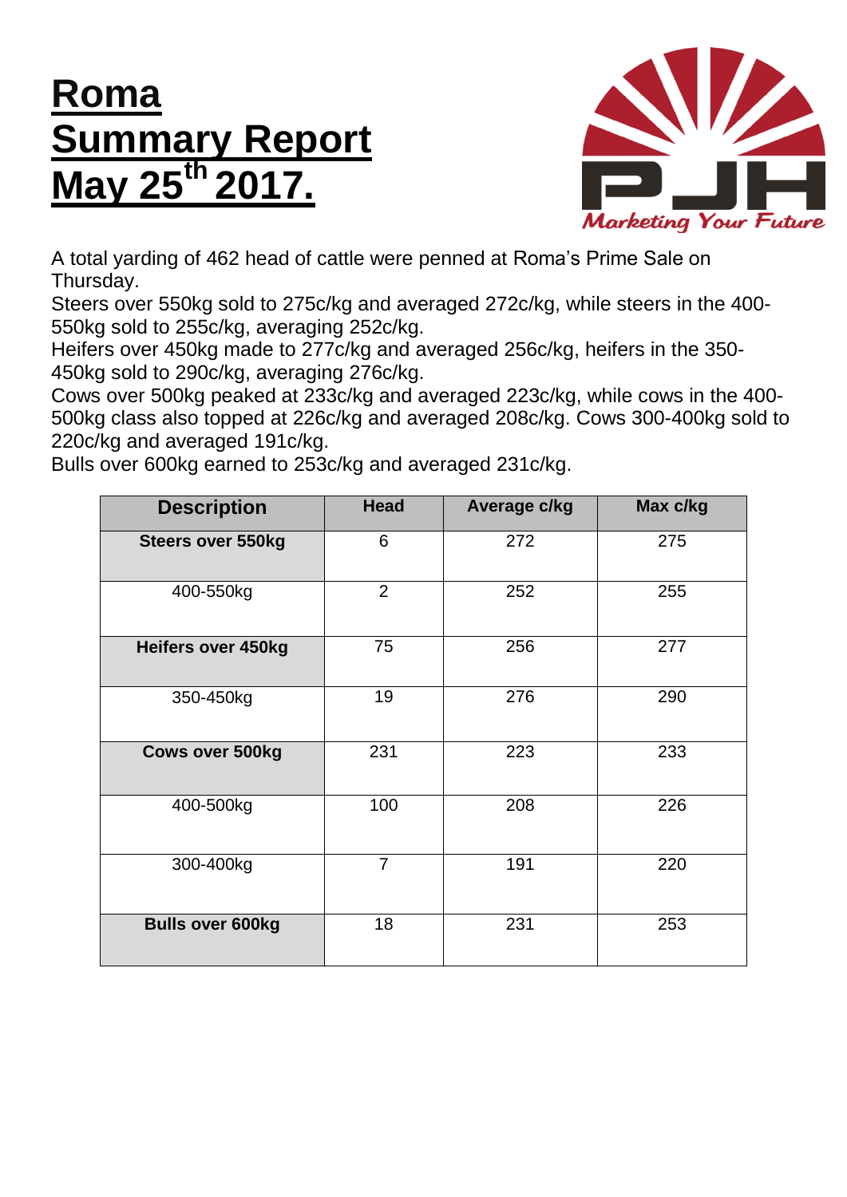# Roma Summary Report May 25th 2017.

A total yarding of 462 head of cattle were penned at Roma's Prime Sale on Thursday.

Steers over 550kg sold to 275c/kg and averaged 272c/kg, while steers in the 400-550kg sold to 255c/kg, averaging 252c/kg.

Heifers over 450kg made to 277c/kg and averaged 256c/kg, heifers in the 350-450kg sold to 290c/kg, averaging 276c/kg.

Cows over 500kg peaked at 233c/kg and averaged 223c/kg, while cows in the 400-500kg class also topped at 226c/kg and averaged 208c/kg. Cows 300-400kg sold to 220c/kg and averaged 191c/kg.

Bulls over 600kg earned to 253c/kg and averaged 231c/kg.

| Description | Head | Average c/kg | Max c/kg |
|---|---|---|---|
| **Steers over 550kg** | 6 | 272 | 275 |
| 400-550kg | 2 | 252 | 255 |
| **Heifers over 450kg** | 75 | 256 | 277 |
| 350-450kg | 19 | 276 | 290 |
| **Cows over 500kg** | 231 | 223 | 233 |
| 400-500kg | 100 | 208 | 226 |
| 300-400kg | 7 | 191 | 220 |
| **Bulls over 600kg** | 18 | 231 | 253 |